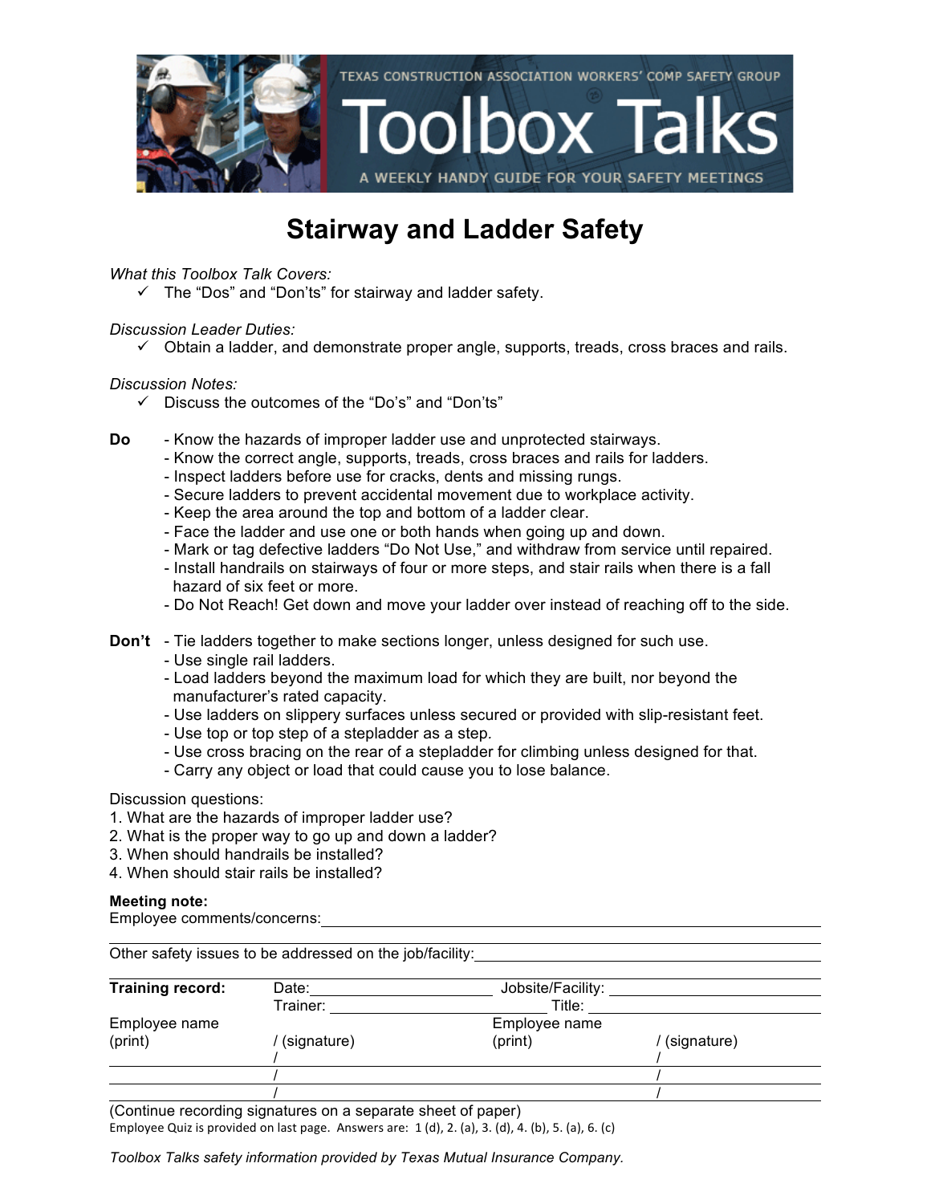TEXAS CONSTRUCTION ASSOCIATION WORKERS' COMP SAFETY GROUP

Toolbox Talks

A WEEKLY HANDY GUIDE FOR YOUR SAFETY MEETINGS

# Stairway and Ladder Safety

*What this Toolbox Talk Covers:*

- ✓ The "Dos" and "Don'ts" for stairway and ladder safety.

*Discussion Leader Duties:*

- ✓ Obtain a ladder, and demonstrate proper angle, supports, treads, cross braces and rails.

*Discussion Notes:*

- ✓ Discuss the outcomes of the "Do's" and "Don'ts"

**Do**

- Know the hazards of improper ladder use and unprotected stairways.
- Know the correct angle, supports, treads, cross braces and rails for ladders.
- Inspect ladders before use for cracks, dents and missing rungs.
- Secure ladders to prevent accidental movement due to workplace activity.
- Keep the area around the top and bottom of a ladder clear.
- Face the ladder and use one or both hands when going up and down.
- Mark or tag defective ladders "Do Not Use," and withdraw from service until repaired.
- Install handrails on stairways of four or more steps, and stair rails when there is a fall hazard of six feet or more.
- Do Not Reach! Get down and move your ladder over instead of reaching off to the side.

**Don't**

- Tie ladders together to make sections longer, unless designed for such use.
- Use single rail ladders.
- Load ladders beyond the maximum load for which they are built, nor beyond the manufacturer's rated capacity.
- Use ladders on slippery surfaces unless secured or provided with slip-resistant feet.
- Use top or top step of a stepladder as a step.
- Use cross bracing on the rear of a stepladder for climbing unless designed for that.
- Carry any object or load that could cause you to lose balance.

Discussion questions:

1. What are the hazards of improper ladder use?
2. What is the proper way to go up and down a ladder?
3. When should handrails be installed?
4. When should stair rails be installed?

**Meeting note:**

Employee comments/concerns: ____________________

____________________

Other safety issues to be addressed on the job/facility: ____________________

____________________

| **Training record:** | Date: | Jobsite/Facility: | |
|---|---|---|---|
| | Trainer: | Title: | |
| Employee name (print) | / (signature) | Employee name (print) | / (signature) |
| | / | | / |
| | / | | / |
| | / | | / |

(Continue recording signatures on a separate sheet of paper)

Employee Quiz is provided on last page. Answers are: 1 (d), 2. (a), 3. (d), 4. (b), 5. (a), 6. (c)

*Toolbox Talks safety information provided by Texas Mutual Insurance Company.*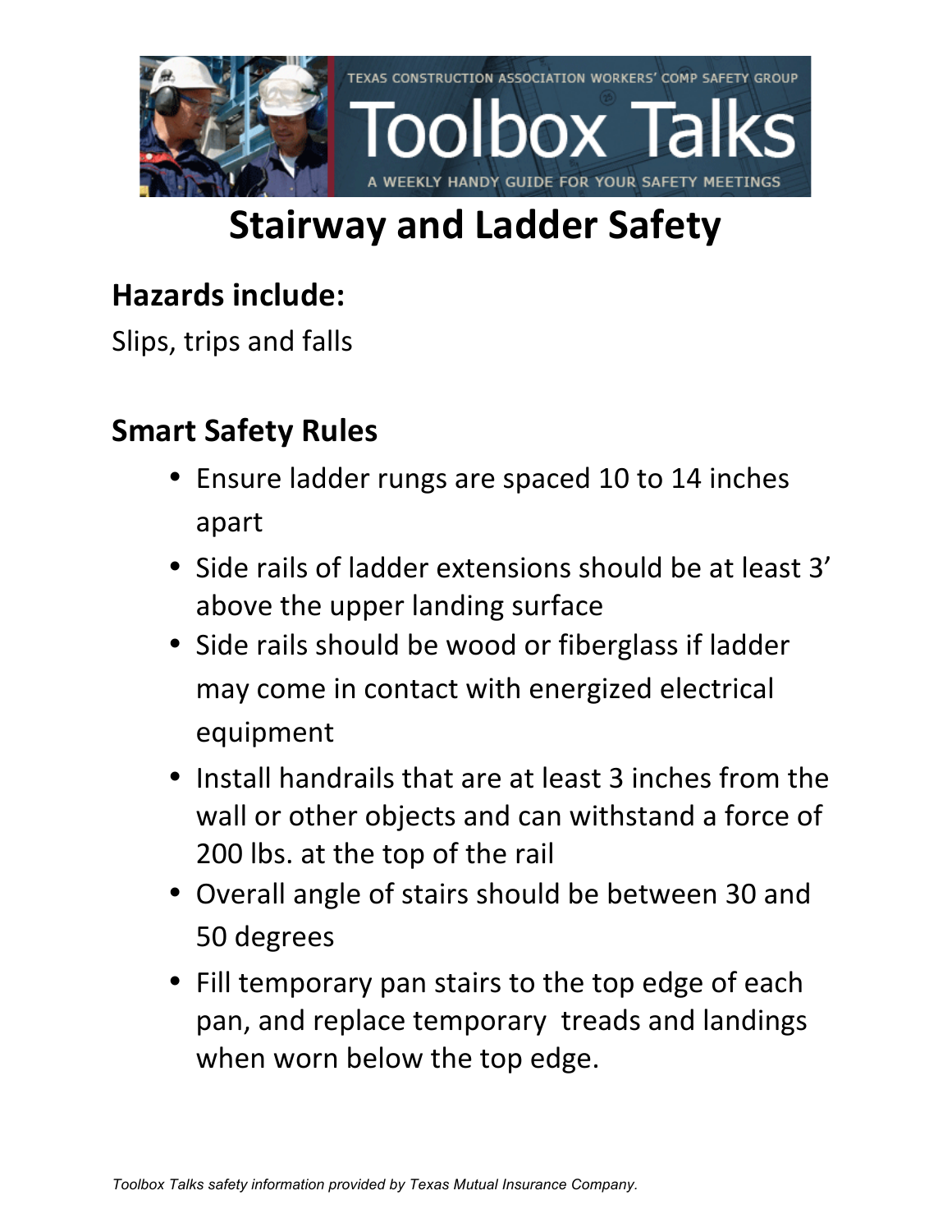# Stairway and Ladder Safety

## Hazards include:

Slips, trips and falls

## Smart Safety Rules

- Ensure ladder rungs are spaced 10 to 14 inches apart
- Side rails of ladder extensions should be at least 3' above the upper landing surface
- Side rails should be wood or fiberglass if ladder may come in contact with energized electrical equipment
- Install handrails that are at least 3 inches from the wall or other objects and can withstand a force of 200 lbs. at the top of the rail
- Overall angle of stairs should be between 30 and 50 degrees
- Fill temporary pan stairs to the top edge of each pan, and replace temporary treads and landings when worn below the top edge.

*Toolbox Talks safety information provided by Texas Mutual Insurance Company.*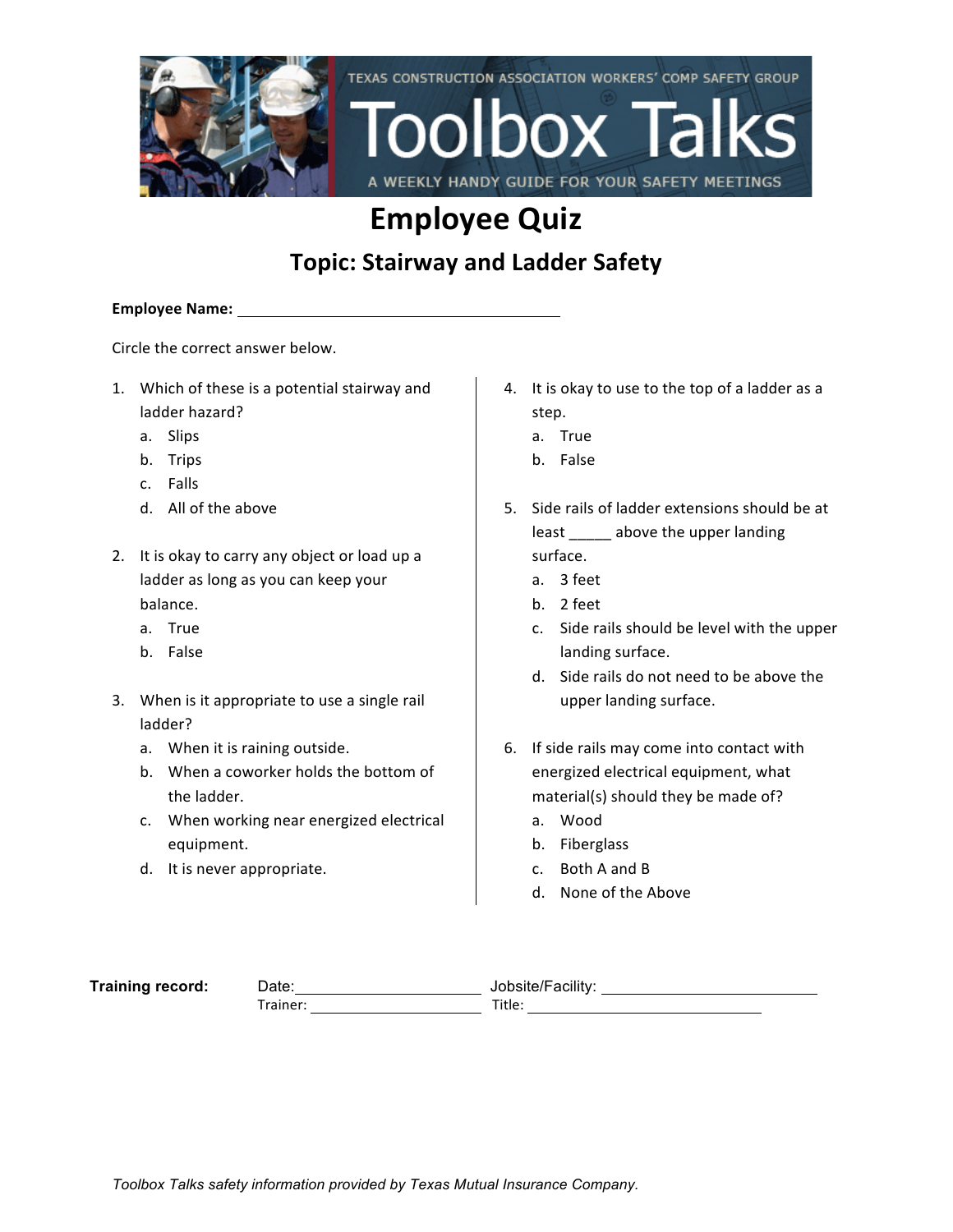TEXAS CONSTRUCTION ASSOCIATION WORKERS' COMP SAFETY GROUP

# Toolbox Talks

A WEEKLY HANDY GUIDE FOR YOUR SAFETY MEETINGS

# Employee Quiz

## Topic: Stairway and Ladder Safety

**Employee Name:** ________________________________

Circle the correct answer below.

1. Which of these is a potential stairway and ladder hazard?
   a. Slips
   b. Trips
   c. Falls
   d. All of the above

2. It is okay to carry any object or load up a ladder as long as you can keep your balance.
   a. True
   b. False

3. When is it appropriate to use a single rail ladder?
   a. When it is raining outside.
   b. When a coworker holds the bottom of the ladder.
   c. When working near energized electrical equipment.
   d. It is never appropriate.

4. It is okay to use to the top of a ladder as a step.
   a. True
   b. False

5. Side rails of ladder extensions should be at least _____ above the upper landing surface.
   a. 3 feet
   b. 2 feet
   c. Side rails should be level with the upper landing surface.
   d. Side rails do not need to be above the upper landing surface.

6. If side rails may come into contact with energized electrical equipment, what material(s) should they be made of?
   a. Wood
   b. Fiberglass
   c. Both A and B
   d. None of the Above

**Training record:** Date: ____________________ Jobsite/Facility: ____________________

Trainer: ____________________ Title: ____________________

*Toolbox Talks safety information provided by Texas Mutual Insurance Company.*